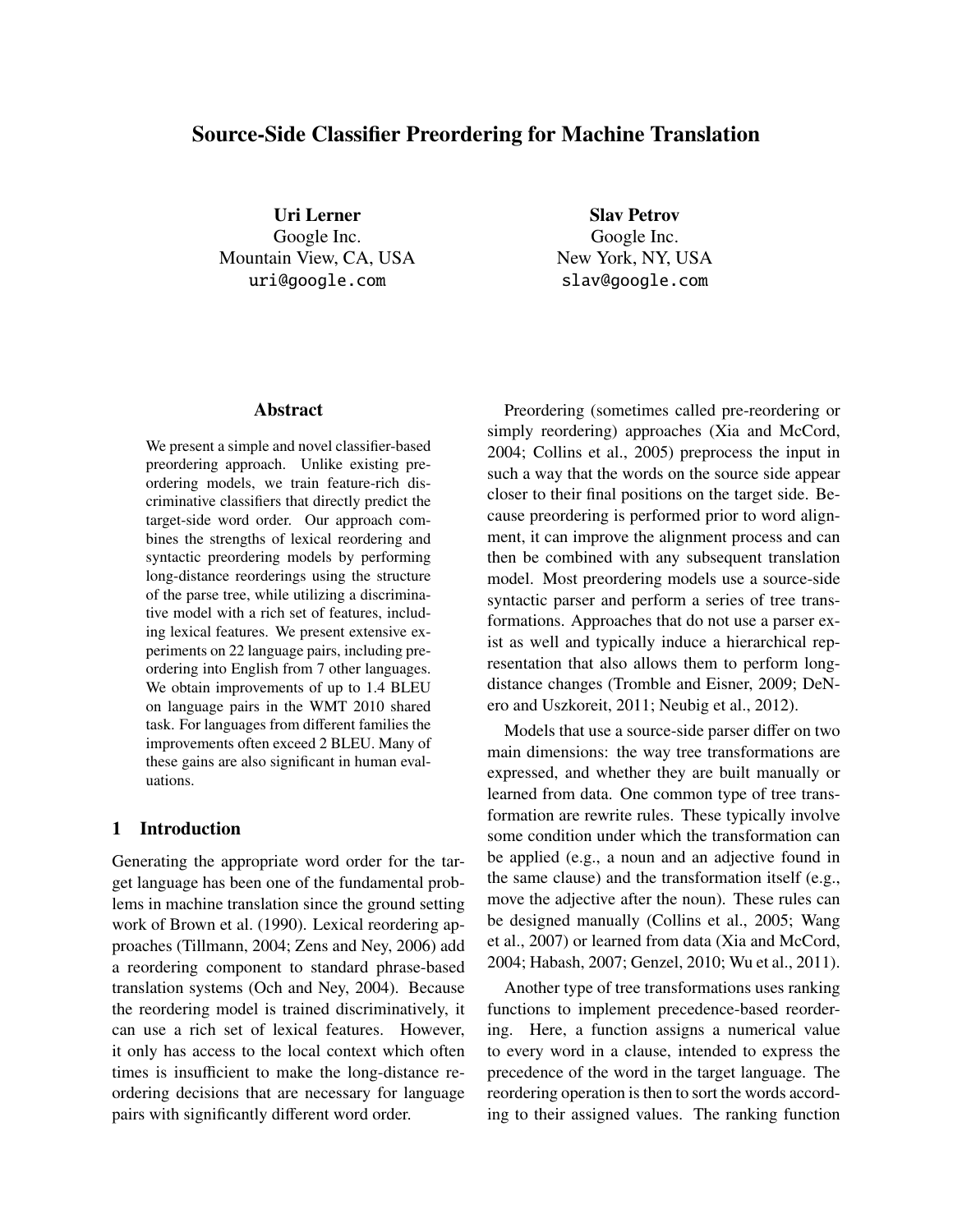# Source-Side Classifier Preordering for Machine Translation

**Uri Lerner**
Google Inc.
Mountain View, CA, USA
uri@google.com

**Slav Petrov**
Google Inc.
New York, NY, USA
slav@google.com

## Abstract

We present a simple and novel classifier-based preordering approach. Unlike existing preordering models, we train feature-rich discriminative classifiers that directly predict the target-side word order. Our approach combines the strengths of lexical reordering and syntactic preordering models by performing long-distance reorderings using the structure of the parse tree, while utilizing a discriminative model with a rich set of features, including lexical features. We present extensive experiments on 22 language pairs, including preordering into English from 7 other languages. We obtain improvements of up to 1.4 BLEU on language pairs in the WMT 2010 shared task. For languages from different families the improvements often exceed 2 BLEU. Many of these gains are also significant in human evaluations.

## 1 Introduction

Generating the appropriate word order for the target language has been one of the fundamental problems in machine translation since the ground setting work of Brown et al. (1990). Lexical reordering approaches (Tillmann, 2004; Zens and Ney, 2006) add a reordering component to standard phrase-based translation systems (Och and Ney, 2004). Because the reordering model is trained discriminatively, it can use a rich set of lexical features. However, it only has access to the local context which often times is insufficient to make the long-distance reordering decisions that are necessary for language pairs with significantly different word order.

Preordering (sometimes called pre-reordering or simply reordering) approaches (Xia and McCord, 2004; Collins et al., 2005) preprocess the input in such a way that the words on the source side appear closer to their final positions on the target side. Because preordering is performed prior to word alignment, it can improve the alignment process and can then be combined with any subsequent translation model. Most preordering models use a source-side syntactic parser and perform a series of tree transformations. Approaches that do not use a parser exist as well and typically induce a hierarchical representation that also allows them to perform long-distance changes (Tromble and Eisner, 2009; DeNero and Uszkoreit, 2011; Neubig et al., 2012).

Models that use a source-side parser differ on two main dimensions: the way tree transformations are expressed, and whether they are built manually or learned from data. One common type of tree transformation are rewrite rules. These typically involve some condition under which the transformation can be applied (e.g., a noun and an adjective found in the same clause) and the transformation itself (e.g., move the adjective after the noun). These rules can be designed manually (Collins et al., 2005; Wang et al., 2007) or learned from data (Xia and McCord, 2004; Habash, 2007; Genzel, 2010; Wu et al., 2011).

Another type of tree transformations uses ranking functions to implement precedence-based reordering. Here, a function assigns a numerical value to every word in a clause, intended to express the precedence of the word in the target language. The reordering operation is then to sort the words according to their assigned values. The ranking function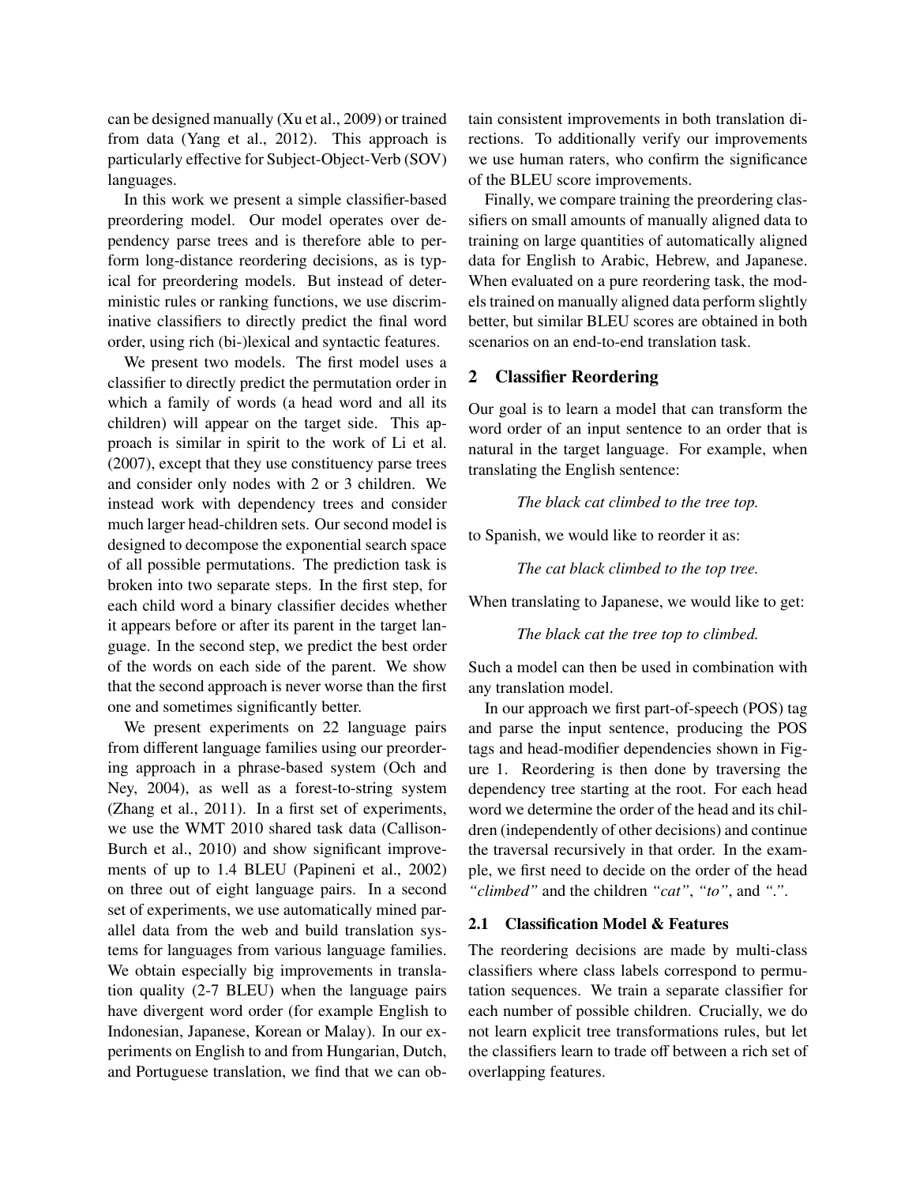can be designed manually (Xu et al., 2009) or trained from data (Yang et al., 2012). This approach is particularly effective for Subject-Object-Verb (SOV) languages.

In this work we present a simple classifier-based preordering model. Our model operates over dependency parse trees and is therefore able to perform long-distance reordering decisions, as is typical for preordering models. But instead of deterministic rules or ranking functions, we use discriminative classifiers to directly predict the final word order, using rich (bi-)lexical and syntactic features.

We present two models. The first model uses a classifier to directly predict the permutation order in which a family of words (a head word and all its children) will appear on the target side. This approach is similar in spirit to the work of Li et al. (2007), except that they use constituency parse trees and consider only nodes with 2 or 3 children. We instead work with dependency trees and consider much larger head-children sets. Our second model is designed to decompose the exponential search space of all possible permutations. The prediction task is broken into two separate steps. In the first step, for each child word a binary classifier decides whether it appears before or after its parent in the target language. In the second step, we predict the best order of the words on each side of the parent. We show that the second approach is never worse than the first one and sometimes significantly better.

We present experiments on 22 language pairs from different language families using our preordering approach in a phrase-based system (Och and Ney, 2004), as well as a forest-to-string system (Zhang et al., 2011). In a first set of experiments, we use the WMT 2010 shared task data (Callison-Burch et al., 2010) and show significant improvements of up to 1.4 BLEU (Papineni et al., 2002) on three out of eight language pairs. In a second set of experiments, we use automatically mined parallel data from the web and build translation systems for languages from various language families. We obtain especially big improvements in translation quality (2-7 BLEU) when the language pairs have divergent word order (for example English to Indonesian, Japanese, Korean or Malay). In our experiments on English to and from Hungarian, Dutch, and Portuguese translation, we find that we can obtain consistent improvements in both translation directions. To additionally verify our improvements we use human raters, who confirm the significance of the BLEU score improvements.

Finally, we compare training the preordering classifiers on small amounts of manually aligned data to training on large quantities of automatically aligned data for English to Arabic, Hebrew, and Japanese. When evaluated on a pure reordering task, the models trained on manually aligned data perform slightly better, but similar BLEU scores are obtained in both scenarios on an end-to-end translation task.

## 2 Classifier Reordering

Our goal is to learn a model that can transform the word order of an input sentence to an order that is natural in the target language. For example, when translating the English sentence:

*The black cat climbed to the tree top.*

to Spanish, we would like to reorder it as:

*The cat black climbed to the top tree.*

When translating to Japanese, we would like to get:

*The black cat the tree top to climbed.*

Such a model can then be used in combination with any translation model.

In our approach we first part-of-speech (POS) tag and parse the input sentence, producing the POS tags and head-modifier dependencies shown in Figure 1. Reordering is then done by traversing the dependency tree starting at the root. For each head word we determine the order of the head and its children (independently of other decisions) and continue the traversal recursively in that order. In the example, we first need to decide on the order of the head *"climbed"* and the children *"cat"*, *"to"*, and *"."*.

### 2.1 Classification Model & Features

The reordering decisions are made by multi-class classifiers where class labels correspond to permutation sequences. We train a separate classifier for each number of possible children. Crucially, we do not learn explicit tree transformations rules, but let the classifiers learn to trade off between a rich set of overlapping features.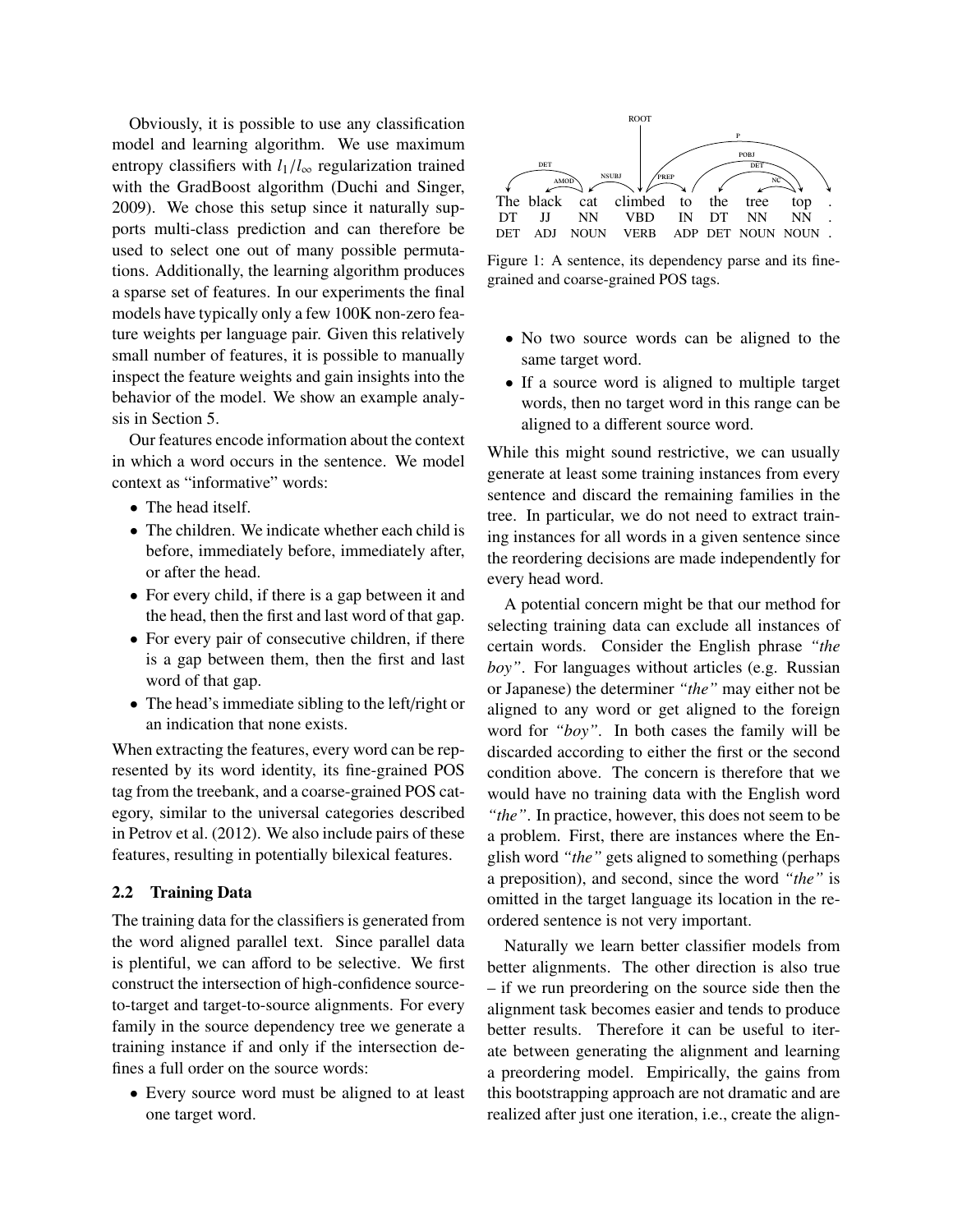Obviously, it is possible to use any classification model and learning algorithm. We use maximum entropy classifiers with $l_1/l_\infty$ regularization trained with the GradBoost algorithm (Duchi and Singer, 2009). We chose this setup since it naturally supports multi-class prediction and can therefore be used to select one out of many possible permutations. Additionally, the learning algorithm produces a sparse set of features. In our experiments the final models have typically only a few 100K non-zero feature weights per language pair. Given this relatively small number of features, it is possible to manually inspect the feature weights and gain insights into the behavior of the model. We show an example analysis in Section 5.

Our features encode information about the context in which a word occurs in the sentence. We model context as "informative" words:

- The head itself.
- The children. We indicate whether each child is before, immediately before, immediately after, or after the head.
- For every child, if there is a gap between it and the head, then the first and last word of that gap.
- For every pair of consecutive children, if there is a gap between them, then the first and last word of that gap.
- The head's immediate sibling to the left/right or an indication that none exists.

When extracting the features, every word can be represented by its word identity, its fine-grained POS tag from the treebank, and a coarse-grained POS category, similar to the universal categories described in Petrov et al. (2012). We also include pairs of these features, resulting in potentially bilexical features.

### 2.2 Training Data

The training data for the classifiers is generated from the word aligned parallel text. Since parallel data is plentiful, we can afford to be selective. We first construct the intersection of high-confidence source-to-target and target-to-source alignments. For every family in the source dependency tree we generate a training instance if and only if the intersection defines a full order on the source words:

- Every source word must be aligned to at least one target word.
- No two source words can be aligned to the same target word.
- If a source word is aligned to multiple target words, then no target word in this range can be aligned to a different source word.

While this might sound restrictive, we can usually generate at least some training instances from every sentence and discard the remaining families in the tree. In particular, we do not need to extract training instances for all words in a given sentence since the reordering decisions are made independently for every head word.

A potential concern might be that our method for selecting training data can exclude all instances of certain words. Consider the English phrase *"the boy"*. For languages without articles (e.g. Russian or Japanese) the determiner *"the"* may either not be aligned to any word or get aligned to the foreign word for *"boy"*. In both cases the family will be discarded according to either the first or the second condition above. The concern is therefore that we would have no training data with the English word *"the"*. In practice, however, this does not seem to be a problem. First, there are instances where the English word *"the"* gets aligned to something (perhaps a preposition), and second, since the word *"the"* is omitted in the target language its location in the reordered sentence is not very important.

Naturally we learn better classifier models from better alignments. The other direction is also true – if we run preordering on the source side then the alignment task becomes easier and tends to produce better results. Therefore it can be useful to iterate between generating the alignment and learning a preordering model. Empirically, the gains from this bootstrapping approach are not dramatic and are realized after just one iteration, i.e., create the align-

| The | black | cat | climbed | to | the | tree | top | . |
|---|---|---|---|---|---|---|---|---|
| DT | JJ | NN | VBD | IN | DT | NN | NN | . |
| DET | ADJ | NOUN | VERB | ADP | DET | NOUN | NOUN | . |

Figure 1: A sentence, its dependency parse and its fine-grained and coarse-grained POS tags.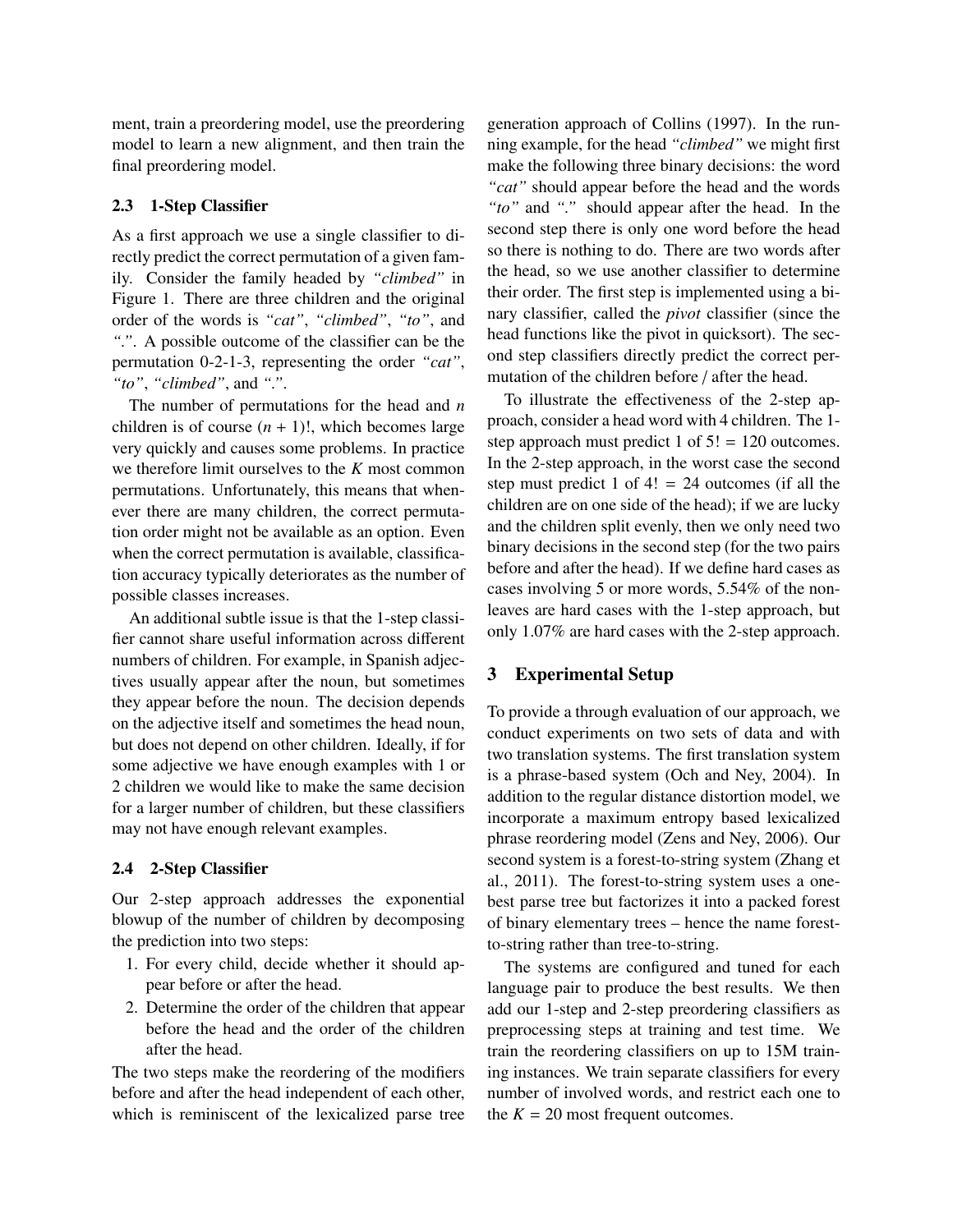ment, train a preordering model, use the preordering model to learn a new alignment, and then train the final preordering model.

### 2.3 1-Step Classifier

As a first approach we use a single classifier to directly predict the correct permutation of a given family. Consider the family headed by *"climbed"* in Figure 1. There are three children and the original order of the words is *"cat"*, *"climbed"*, *"to"*, and *"."*. A possible outcome of the classifier can be the permutation 0-2-1-3, representing the order *"cat"*, *"to"*, *"climbed"*, and *"."*.

The number of permutations for the head and $n$ children is of course $(n + 1)!$, which becomes large very quickly and causes some problems. In practice we therefore limit ourselves to the $K$ most common permutations. Unfortunately, this means that whenever there are many children, the correct permutation order might not be available as an option. Even when the correct permutation is available, classification accuracy typically deteriorates as the number of possible classes increases.

An additional subtle issue is that the 1-step classifier cannot share useful information across different numbers of children. For example, in Spanish adjectives usually appear after the noun, but sometimes they appear before the noun. The decision depends on the adjective itself and sometimes the head noun, but does not depend on other children. Ideally, if for some adjective we have enough examples with 1 or 2 children we would like to make the same decision for a larger number of children, but these classifiers may not have enough relevant examples.

### 2.4 2-Step Classifier

Our 2-step approach addresses the exponential blowup of the number of children by decomposing the prediction into two steps:

1. For every child, decide whether it should appear before or after the head.
2. Determine the order of the children that appear before the head and the order of the children after the head.

The two steps make the reordering of the modifiers before and after the head independent of each other, which is reminiscent of the lexicalized parse tree generation approach of Collins (1997). In the running example, for the head *"climbed"* we might first make the following three binary decisions: the word *"cat"* should appear before the head and the words *"to"* and *"."* should appear after the head. In the second step there is only one word before the head so there is nothing to do. There are two words after the head, so we use another classifier to determine their order. The first step is implemented using a binary classifier, called the *pivot* classifier (since the head functions like the pivot in quicksort). The second step classifiers directly predict the correct permutation of the children before / after the head.

To illustrate the effectiveness of the 2-step approach, consider a head word with 4 children. The 1-step approach must predict 1 of $5! = 120$ outcomes. In the 2-step approach, in the worst case the second step must predict 1 of $4! = 24$ outcomes (if all the children are on one side of the head); if we are lucky and the children split evenly, then we only need two binary decisions in the second step (for the two pairs before and after the head). If we define hard cases as cases involving 5 or more words, 5.54% of the non-leaves are hard cases with the 1-step approach, but only 1.07% are hard cases with the 2-step approach.

## 3 Experimental Setup

To provide a through evaluation of our approach, we conduct experiments on two sets of data and with two translation systems. The first translation system is a phrase-based system (Och and Ney, 2004). In addition to the regular distance distortion model, we incorporate a maximum entropy based lexicalized phrase reordering model (Zens and Ney, 2006). Our second system is a forest-to-string system (Zhang et al., 2011). The forest-to-string system uses a one-best parse tree but factorizes it into a packed forest of binary elementary trees – hence the name forest-to-string rather than tree-to-string.

The systems are configured and tuned for each language pair to produce the best results. We then add our 1-step and 2-step preordering classifiers as preprocessing steps at training and test time. We train the reordering classifiers on up to 15M training instances. We train separate classifiers for every number of involved words, and restrict each one to the $K = 20$ most frequent outcomes.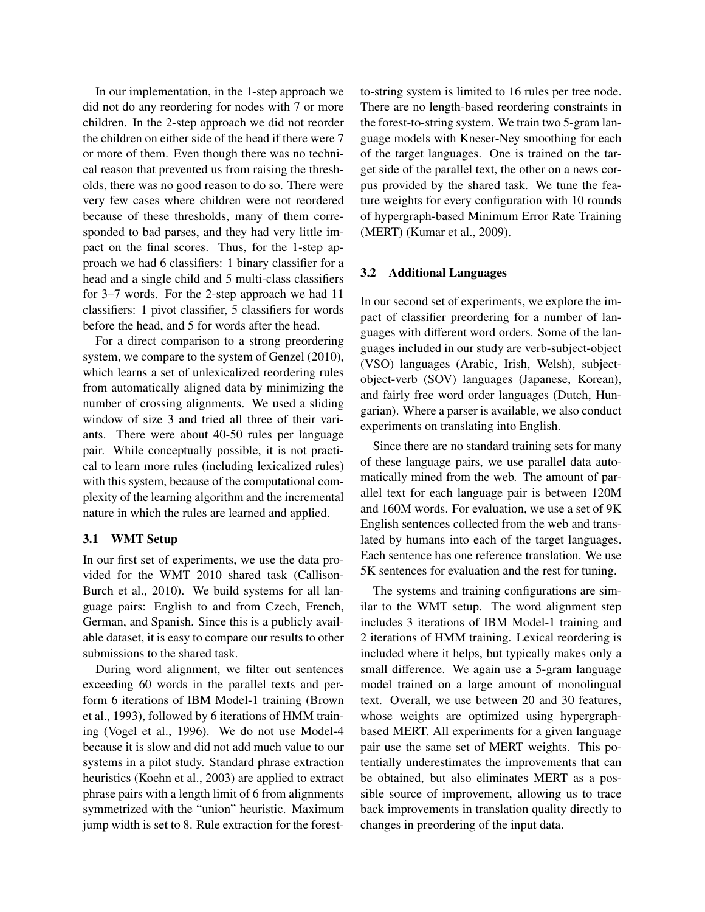In our implementation, in the 1-step approach we did not do any reordering for nodes with 7 or more children. In the 2-step approach we did not reorder the children on either side of the head if there were 7 or more of them. Even though there was no technical reason that prevented us from raising the thresholds, there was no good reason to do so. There were very few cases where children were not reordered because of these thresholds, many of them corresponded to bad parses, and they had very little impact on the final scores. Thus, for the 1-step approach we had 6 classifiers: 1 binary classifier for a head and a single child and 5 multi-class classifiers for 3–7 words. For the 2-step approach we had 11 classifiers: 1 pivot classifier, 5 classifiers for words before the head, and 5 for words after the head.

For a direct comparison to a strong preordering system, we compare to the system of Genzel (2010), which learns a set of unlexicalized reordering rules from automatically aligned data by minimizing the number of crossing alignments. We used a sliding window of size 3 and tried all three of their variants. There were about 40-50 rules per language pair. While conceptually possible, it is not practical to learn more rules (including lexicalized rules) with this system, because of the computational complexity of the learning algorithm and the incremental nature in which the rules are learned and applied.

### 3.1 WMT Setup

In our first set of experiments, we use the data provided for the WMT 2010 shared task (Callison-Burch et al., 2010). We build systems for all language pairs: English to and from Czech, French, German, and Spanish. Since this is a publicly available dataset, it is easy to compare our results to other submissions to the shared task.

During word alignment, we filter out sentences exceeding 60 words in the parallel texts and perform 6 iterations of IBM Model-1 training (Brown et al., 1993), followed by 6 iterations of HMM training (Vogel et al., 1996). We do not use Model-4 because it is slow and did not add much value to our systems in a pilot study. Standard phrase extraction heuristics (Koehn et al., 2003) are applied to extract phrase pairs with a length limit of 6 from alignments symmetrized with the "union" heuristic. Maximum jump width is set to 8. Rule extraction for the forest-to-string system is limited to 16 rules per tree node. There are no length-based reordering constraints in the forest-to-string system. We train two 5-gram language models with Kneser-Ney smoothing for each of the target languages. One is trained on the target side of the parallel text, the other on a news corpus provided by the shared task. We tune the feature weights for every configuration with 10 rounds of hypergraph-based Minimum Error Rate Training (MERT) (Kumar et al., 2009).

### 3.2 Additional Languages

In our second set of experiments, we explore the impact of classifier preordering for a number of languages with different word orders. Some of the languages included in our study are verb-subject-object (VSO) languages (Arabic, Irish, Welsh), subject-object-verb (SOV) languages (Japanese, Korean), and fairly free word order languages (Dutch, Hungarian). Where a parser is available, we also conduct experiments on translating into English.

Since there are no standard training sets for many of these language pairs, we use parallel data automatically mined from the web. The amount of parallel text for each language pair is between 120M and 160M words. For evaluation, we use a set of 9K English sentences collected from the web and translated by humans into each of the target languages. Each sentence has one reference translation. We use 5K sentences for evaluation and the rest for tuning.

The systems and training configurations are similar to the WMT setup. The word alignment step includes 3 iterations of IBM Model-1 training and 2 iterations of HMM training. Lexical reordering is included where it helps, but typically makes only a small difference. We again use a 5-gram language model trained on a large amount of monolingual text. Overall, we use between 20 and 30 features, whose weights are optimized using hypergraph-based MERT. All experiments for a given language pair use the same set of MERT weights. This potentially underestimates the improvements that can be obtained, but also eliminates MERT as a possible source of improvement, allowing us to trace back improvements in translation quality directly to changes in preordering of the input data.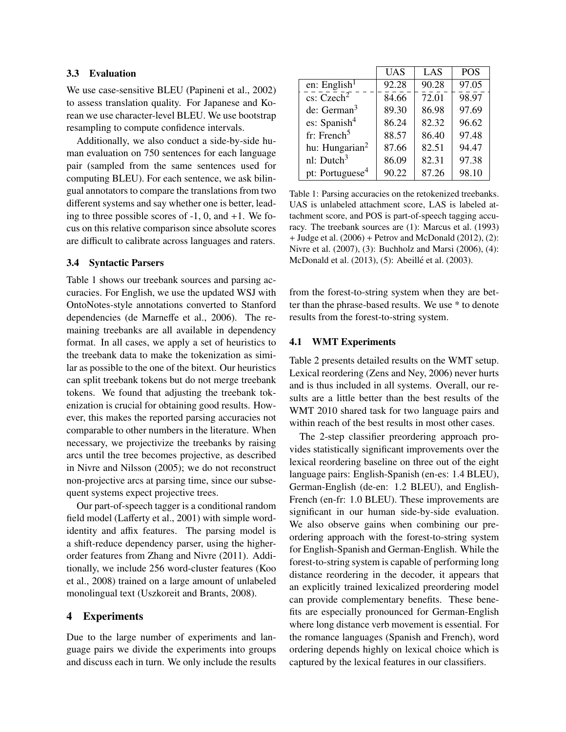### 3.3 Evaluation

We use case-sensitive BLEU (Papineni et al., 2002) to assess translation quality. For Japanese and Korean we use character-level BLEU. We use bootstrap resampling to compute confidence intervals.

Additionally, we also conduct a side-by-side human evaluation on 750 sentences for each language pair (sampled from the same sentences used for computing BLEU). For each sentence, we ask bilingual annotators to compare the translations from two different systems and say whether one is better, leading to three possible scores of -1, 0, and +1. We focus on this relative comparison since absolute scores are difficult to calibrate across languages and raters.

### 3.4 Syntactic Parsers

Table 1 shows our treebank sources and parsing accuracies. For English, we use the updated WSJ with OntoNotes-style annotations converted to Stanford dependencies (de Marneffe et al., 2006). The remaining treebanks are all available in dependency format. In all cases, we apply a set of heuristics to the treebank data to make the tokenization as similar as possible to the one of the bitext. Our heuristics can split treebank tokens but do not merge treebank tokens. We found that adjusting the treebank tokenization is crucial for obtaining good results. However, this makes the reported parsing accuracies not comparable to other numbers in the literature. When necessary, we projectivize the treebanks by raising arcs until the tree becomes projective, as described in Nivre and Nilsson (2005); we do not reconstruct non-projective arcs at parsing time, since our subsequent systems expect projective trees.

Our part-of-speech tagger is a conditional random field model (Lafferty et al., 2001) with simple word-identity and affix features. The parsing model is a shift-reduce dependency parser, using the higher-order features from Zhang and Nivre (2011). Additionally, we include 256 word-cluster features (Koo et al., 2008) trained on a large amount of unlabeled monolingual text (Uszkoreit and Brants, 2008).

| | UAS | LAS | POS |
|---|---|---|---|
| en: English[1] | 92.28 | 90.28 | 97.05 |
| cs: Czech[2] | 84.66 | 72.01 | 98.97 |
| de: German[3] | 89.30 | 86.98 | 97.69 |
| es: Spanish[4] | 86.24 | 82.32 | 96.62 |
| fr: French[5] | 88.57 | 86.40 | 97.48 |
| hu: Hungarian[2] | 87.66 | 82.51 | 94.47 |
| nl: Dutch[3] | 86.09 | 82.31 | 97.38 |
| pt: Portuguese[4] | 90.22 | 87.26 | 98.10 |

Table 1: Parsing accuracies on the retokenized treebanks. UAS is unlabeled attachment score, LAS is labeled attachment score, and POS is part-of-speech tagging accuracy. The treebank sources are (1): Marcus et al. (1993) + Judge et al. (2006) + Petrov and McDonald (2012), (2): Nivre et al. (2007), (3): Buchholz and Marsi (2006), (4): McDonald et al. (2013), (5): Abeillé et al. (2003).

## 4 Experiments

Due to the large number of experiments and language pairs we divide the experiments into groups and discuss each in turn. We only include the results from the forest-to-string system when they are better than the phrase-based results. We use * to denote results from the forest-to-string system.

### 4.1 WMT Experiments

Table 2 presents detailed results on the WMT setup. Lexical reordering (Zens and Ney, 2006) never hurts and is thus included in all systems. Overall, our results are a little better than the best results of the WMT 2010 shared task for two language pairs and within reach of the best results in most other cases.

The 2-step classifier preordering approach provides statistically significant improvements over the lexical reordering baseline on three out of the eight language pairs: English-Spanish (en-es: 1.4 BLEU), German-English (de-en: 1.2 BLEU), and English-French (en-fr: 1.0 BLEU). These improvements are significant in our human side-by-side evaluation. We also observe gains when combining our preordering approach with the forest-to-string system for English-Spanish and German-English. While the forest-to-string system is capable of performing long distance reordering in the decoder, it appears that an explicitly trained lexicalized preordering model can provide complementary benefits. These benefits are especially pronounced for German-English where long distance verb movement is essential. For the romance languages (Spanish and French), word ordering depends highly on lexical choice which is captured by the lexical features in our classifiers.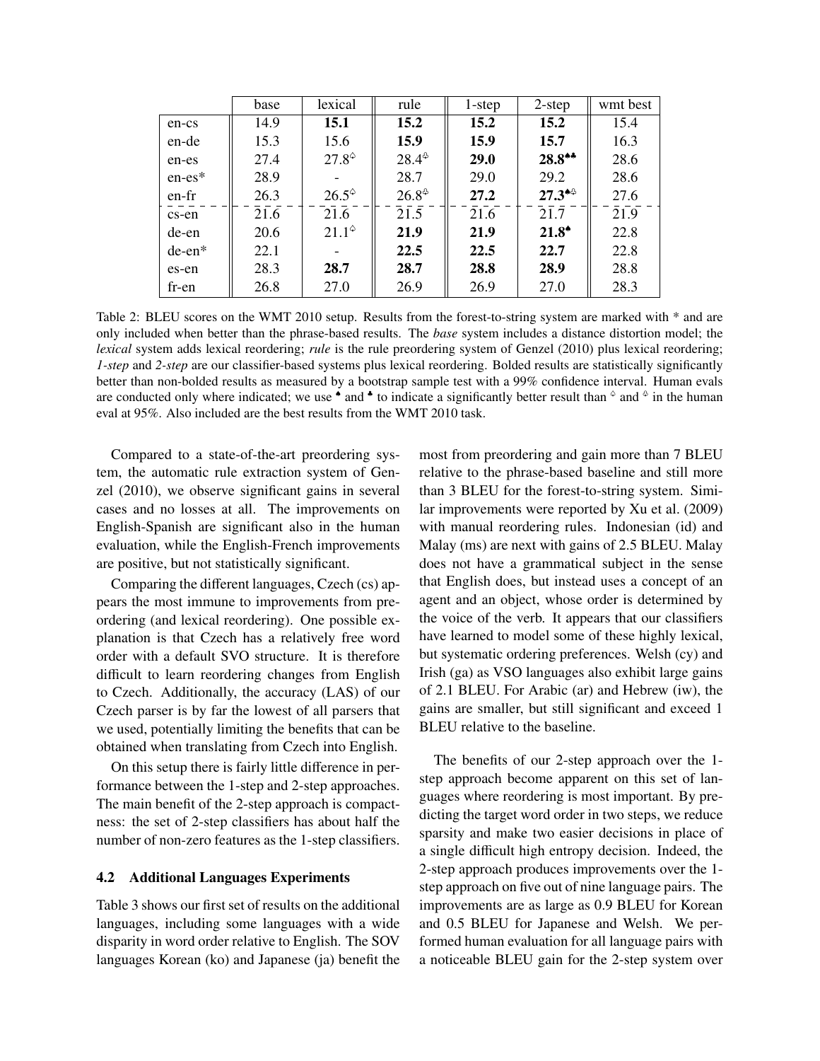| | base | lexical | rule | 1-step | 2-step | wmt best |
|---|---|---|---|---|---|---|
| en-cs | 14.9 | **15.1** | **15.2** | **15.2** | **15.2** | 15.4 |
| en-de | 15.3 | 15.6 | **15.9** | **15.9** | **15.7** | 16.3 |
| en-es | 27.4 | 27.8$^{\diamondsuit}$ | 28.4$^{\clubsuit}$ | **29.0** | **28.8**$^{\spadesuit\clubsuit}$ | 28.6 |
| en-es* | 28.9 | - | 28.7 | 29.0 | 29.2 | 28.6 |
| en-fr | 26.3 | 26.5$^{\diamondsuit}$ | 26.8$^{\clubsuit}$ | **27.2** | **27.3**$^{\spadesuit\clubsuit}$ | 27.6 |
| cs-en | 21.6 | 21.6 | 21.5 | 21.6 | 21.7 | 21.9 |
| de-en | 20.6 | 21.1$^{\diamondsuit}$ | **21.9** | **21.9** | **21.8**$^{\spadesuit}$ | 22.8 |
| de-en* | 22.1 | - | **22.5** | **22.5** | **22.7** | 22.8 |
| es-en | 28.3 | **28.7** | **28.7** | **28.8** | **28.9** | 28.8 |
| fr-en | 26.8 | 27.0 | 26.9 | 26.9 | 27.0 | 28.3 |

Table 2: BLEU scores on the WMT 2010 setup. Results from the forest-to-string system are marked with * and are only included when better than the phrase-based results. The *base* system includes a distance distortion model; the *lexical* system adds lexical reordering; *rule* is the rule preordering system of Genzel (2010) plus lexical reordering; *1-step* and *2-step* are our classifier-based systems plus lexical reordering. Bolded results are statistically significantly better than non-bolded results as measured by a bootstrap sample test with a 99% confidence interval. Human evals are conducted only where indicated; we use $^{\spadesuit}$ and $^{\clubsuit}$ to indicate a significantly better result than $^{\diamondsuit}$ and $^{\clubsuit}$ in the human eval at 95%. Also included are the best results from the WMT 2010 task.

Compared to a state-of-the-art preordering system, the automatic rule extraction system of Genzel (2010), we observe significant gains in several cases and no losses at all. The improvements on English-Spanish are significant also in the human evaluation, while the English-French improvements are positive, but not statistically significant.

Comparing the different languages, Czech (cs) appears the most immune to improvements from preordering (and lexical reordering). One possible explanation is that Czech has a relatively free word order with a default SVO structure. It is therefore difficult to learn reordering changes from English to Czech. Additionally, the accuracy (LAS) of our Czech parser is by far the lowest of all parsers that we used, potentially limiting the benefits that can be obtained when translating from Czech into English.

On this setup there is fairly little difference in performance between the 1-step and 2-step approaches. The main benefit of the 2-step approach is compactness: the set of 2-step classifiers has about half the number of non-zero features as the 1-step classifiers.

## 4.2 Additional Languages Experiments

Table 3 shows our first set of results on the additional languages, including some languages with a wide disparity in word order relative to English. The SOV languages Korean (ko) and Japanese (ja) benefit the most from preordering and gain more than 7 BLEU relative to the phrase-based baseline and still more than 3 BLEU for the forest-to-string system. Similar improvements were reported by Xu et al. (2009) with manual reordering rules. Indonesian (id) and Malay (ms) are next with gains of 2.5 BLEU. Malay does not have a grammatical subject in the sense that English does, but instead uses a concept of an agent and an object, whose order is determined by the voice of the verb. It appears that our classifiers have learned to model some of these highly lexical, but systematic ordering preferences. Welsh (cy) and Irish (ga) as VSO languages also exhibit large gains of 2.1 BLEU. For Arabic (ar) and Hebrew (iw), the gains are smaller, but still significant and exceed 1 BLEU relative to the baseline.

The benefits of our 2-step approach over the 1-step approach become apparent on this set of languages where reordering is most important. By predicting the target word order in two steps, we reduce sparsity and make two easier decisions in place of a single difficult high entropy decision. Indeed, the 2-step approach produces improvements over the 1-step approach on five out of nine language pairs. The improvements are as large as 0.9 BLEU for Korean and 0.5 BLEU for Japanese and Welsh. We performed human evaluation for all language pairs with a noticeable BLEU gain for the 2-step system over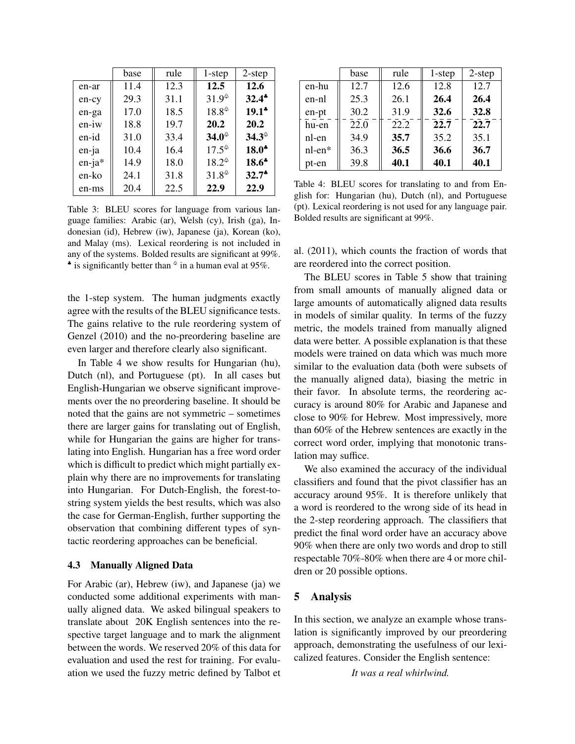|  | base | rule | 1-step | 2-step |
|---|---|---|---|---|
| en-ar | 11.4 | 12.3 | **12.5** | **12.6** |
| en-cy | 29.3 | 31.1 | 31.9♤ | **32.4♣** |
| en-ga | 17.0 | 18.5 | 18.8♤ | **19.1♣** |
| en-iw | 18.8 | 19.7 | **20.2** | **20.2** |
| en-id | 31.0 | 33.4 | **34.0♤** | **34.3♤** |
| en-ja | 10.4 | 16.4 | 17.5♤ | **18.0♣** |
| en-ja* | 14.9 | 18.0 | 18.2♤ | **18.6♣** |
| en-ko | 24.1 | 31.8 | 31.8♤ | **32.7♣** |
| en-ms | 20.4 | 22.5 | **22.9** | **22.9** |

Table 3: BLEU scores for language from various language families: Arabic (ar), Welsh (cy), Irish (ga), Indonesian (id), Hebrew (iw), Japanese (ja), Korean (ko), and Malay (ms). Lexical reordering is not included in any of the systems. Bolded results are significant at 99%. ♣ is significantly better than ♤ in a human eval at 95%.

the 1-step system. The human judgments exactly agree with the results of the BLEU significance tests. The gains relative to the rule reordering system of Genzel (2010) and the no-preordering baseline are even larger and therefore clearly also significant.

In Table 4 we show results for Hungarian (hu), Dutch (nl), and Portuguese (pt). In all cases but English-Hungarian we observe significant improvements over the no preordering baseline. It should be noted that the gains are not symmetric – sometimes there are larger gains for translating out of English, while for Hungarian the gains are higher for translating into English. Hungarian has a free word order which is difficult to predict which might partially explain why there are no improvements for translating into Hungarian. For Dutch-English, the forest-to-string system yields the best results, which was also the case for German-English, further supporting the observation that combining different types of syntactic reordering approaches can be beneficial.

### 4.3 Manually Aligned Data

For Arabic (ar), Hebrew (iw), and Japanese (ja) we conducted some additional experiments with manually aligned data. We asked bilingual speakers to translate about 20K English sentences into the respective target language and to mark the alignment between the words. We reserved 20% of this data for evaluation and used the rest for training. For evaluation we used the fuzzy metric defined by Talbot et al. (2011), which counts the fraction of words that are reordered into the correct position.

|  | base | rule | 1-step | 2-step |
|---|---|---|---|---|
| en-hu | 12.7 | 12.6 | 12.8 | 12.7 |
| en-nl | 25.3 | 26.1 | **26.4** | **26.4** |
| en-pt | 30.2 | 31.9 | **32.6** | **32.8** |
| hu-en | 22.0 | 22.2 | **22.7** | **22.7** |
| nl-en | 34.9 | **35.7** | 35.2 | 35.1 |
| nl-en* | 36.3 | **36.5** | **36.6** | **36.7** |
| pt-en | 39.8 | **40.1** | **40.1** | **40.1** |

Table 4: BLEU scores for translating to and from English for: Hungarian (hu), Dutch (nl), and Portuguese (pt). Lexical reordering is not used for any language pair. Bolded results are significant at 99%.

The BLEU scores in Table 5 show that training from small amounts of manually aligned data or large amounts of automatically aligned data results in models of similar quality. In terms of the fuzzy metric, the models trained from manually aligned data were better. A possible explanation is that these models were trained on data which was much more similar to the evaluation data (both were subsets of the manually aligned data), biasing the metric in their favor. In absolute terms, the reordering accuracy is around 80% for Arabic and Japanese and close to 90% for Hebrew. Most impressively, more than 60% of the Hebrew sentences are exactly in the correct word order, implying that monotonic translation may suffice.

We also examined the accuracy of the individual classifiers and found that the pivot classifier has an accuracy around 95%. It is therefore unlikely that a word is reordered to the wrong side of its head in the 2-step reordering approach. The classifiers that predict the final word order have an accuracy above 90% when there are only two words and drop to still respectable 70%-80% when there are 4 or more children or 20 possible options.

## 5 Analysis

In this section, we analyze an example whose translation is significantly improved by our preordering approach, demonstrating the usefulness of our lexicalized features. Consider the English sentence:

*It was a real whirlwind.*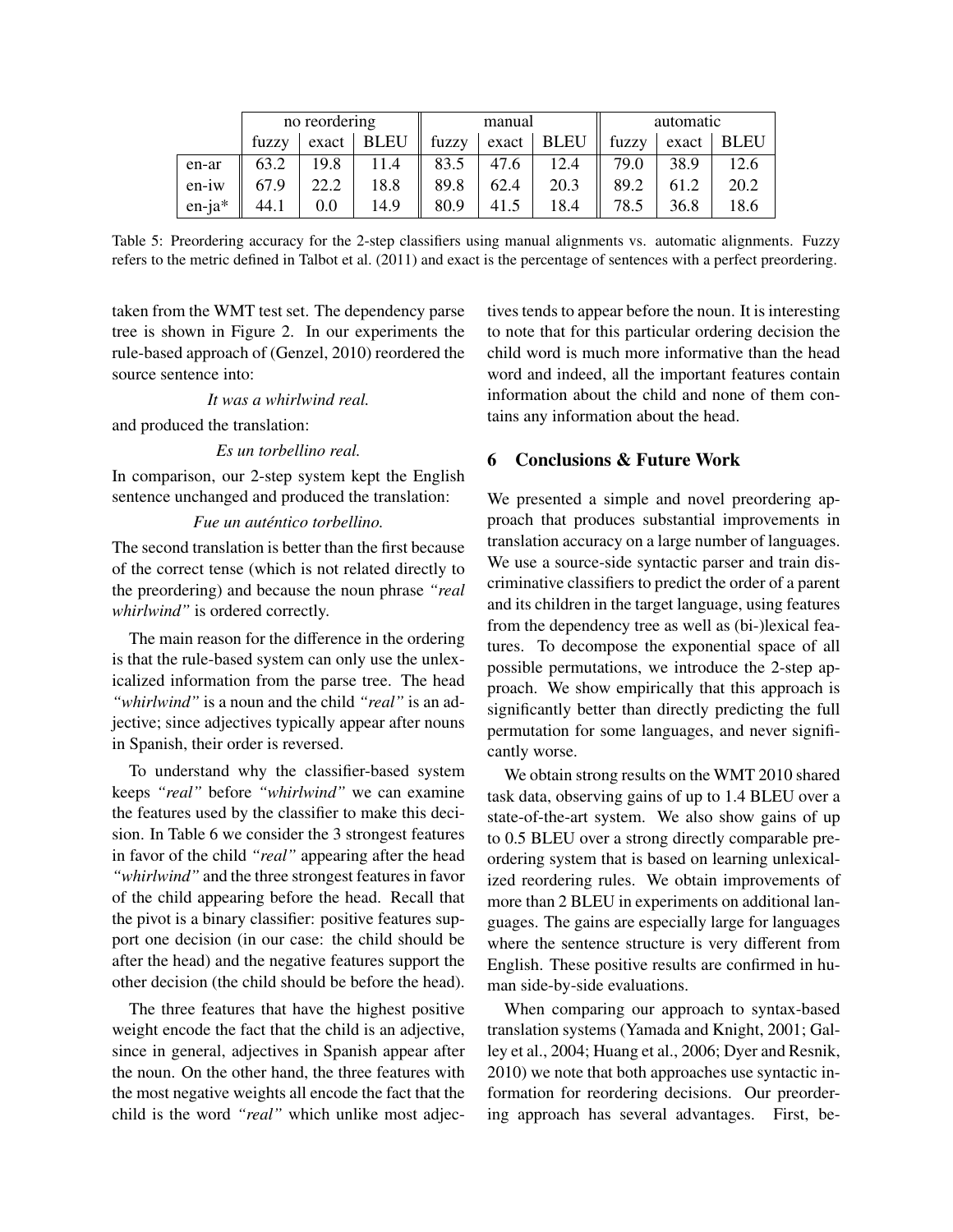| | no reordering | | | manual | | | automatic | | |
|---|---|---|---|---|---|---|---|---|---|
| | fuzzy | exact | BLEU | fuzzy | exact | BLEU | fuzzy | exact | BLEU |
| en-ar | 63.2 | 19.8 | 11.4 | 83.5 | 47.6 | 12.4 | 79.0 | 38.9 | 12.6 |
| en-iw | 67.9 | 22.2 | 18.8 | 89.8 | 62.4 | 20.3 | 89.2 | 61.2 | 20.2 |
| en-ja* | 44.1 | 0.0 | 14.9 | 80.9 | 41.5 | 18.4 | 78.5 | 36.8 | 18.6 |

Table 5: Preordering accuracy for the 2-step classifiers using manual alignments vs. automatic alignments. Fuzzy refers to the metric defined in Talbot et al. (2011) and exact is the percentage of sentences with a perfect preordering.

taken from the WMT test set. The dependency parse tree is shown in Figure 2. In our experiments the rule-based approach of (Genzel, 2010) reordered the source sentence into:

*It was a whirlwind real.*

and produced the translation:

*Es un torbellino real.*

In comparison, our 2-step system kept the English sentence unchanged and produced the translation:

*Fue un auténtico torbellino.*

The second translation is better than the first because of the correct tense (which is not related directly to the preordering) and because the noun phrase *"real whirlwind"* is ordered correctly.

The main reason for the difference in the ordering is that the rule-based system can only use the unlexicalized information from the parse tree. The head *"whirlwind"* is a noun and the child *"real"* is an adjective; since adjectives typically appear after nouns in Spanish, their order is reversed.

To understand why the classifier-based system keeps *"real"* before *"whirlwind"* we can examine the features used by the classifier to make this decision. In Table 6 we consider the 3 strongest features in favor of the child *"real"* appearing after the head *"whirlwind"* and the three strongest features in favor of the child appearing before the head. Recall that the pivot is a binary classifier: positive features support one decision (in our case: the child should be after the head) and the negative features support the other decision (the child should be before the head).

The three features that have the highest positive weight encode the fact that the child is an adjective, since in general, adjectives in Spanish appear after the noun. On the other hand, the three features with the most negative weights all encode the fact that the child is the word *"real"* which unlike most adjectives tends to appear before the noun. It is interesting to note that for this particular ordering decision the child word is much more informative than the head word and indeed, all the important features contain information about the child and none of them contains any information about the head.

## 6 Conclusions & Future Work

We presented a simple and novel preordering approach that produces substantial improvements in translation accuracy on a large number of languages. We use a source-side syntactic parser and train discriminative classifiers to predict the order of a parent and its children in the target language, using features from the dependency tree as well as (bi-)lexical features. To decompose the exponential space of all possible permutations, we introduce the 2-step approach. We show empirically that this approach is significantly better than directly predicting the full permutation for some languages, and never significantly worse.

We obtain strong results on the WMT 2010 shared task data, observing gains of up to 1.4 BLEU over a state-of-the-art system. We also show gains of up to 0.5 BLEU over a strong directly comparable preordering system that is based on learning unlexicalized reordering rules. We obtain improvements of more than 2 BLEU in experiments on additional languages. The gains are especially large for languages where the sentence structure is very different from English. These positive results are confirmed in human side-by-side evaluations.

When comparing our approach to syntax-based translation systems (Yamada and Knight, 2001; Galley et al., 2004; Huang et al., 2006; Dyer and Resnik, 2010) we note that both approaches use syntactic information for reordering decisions. Our preordering approach has several advantages. First, be-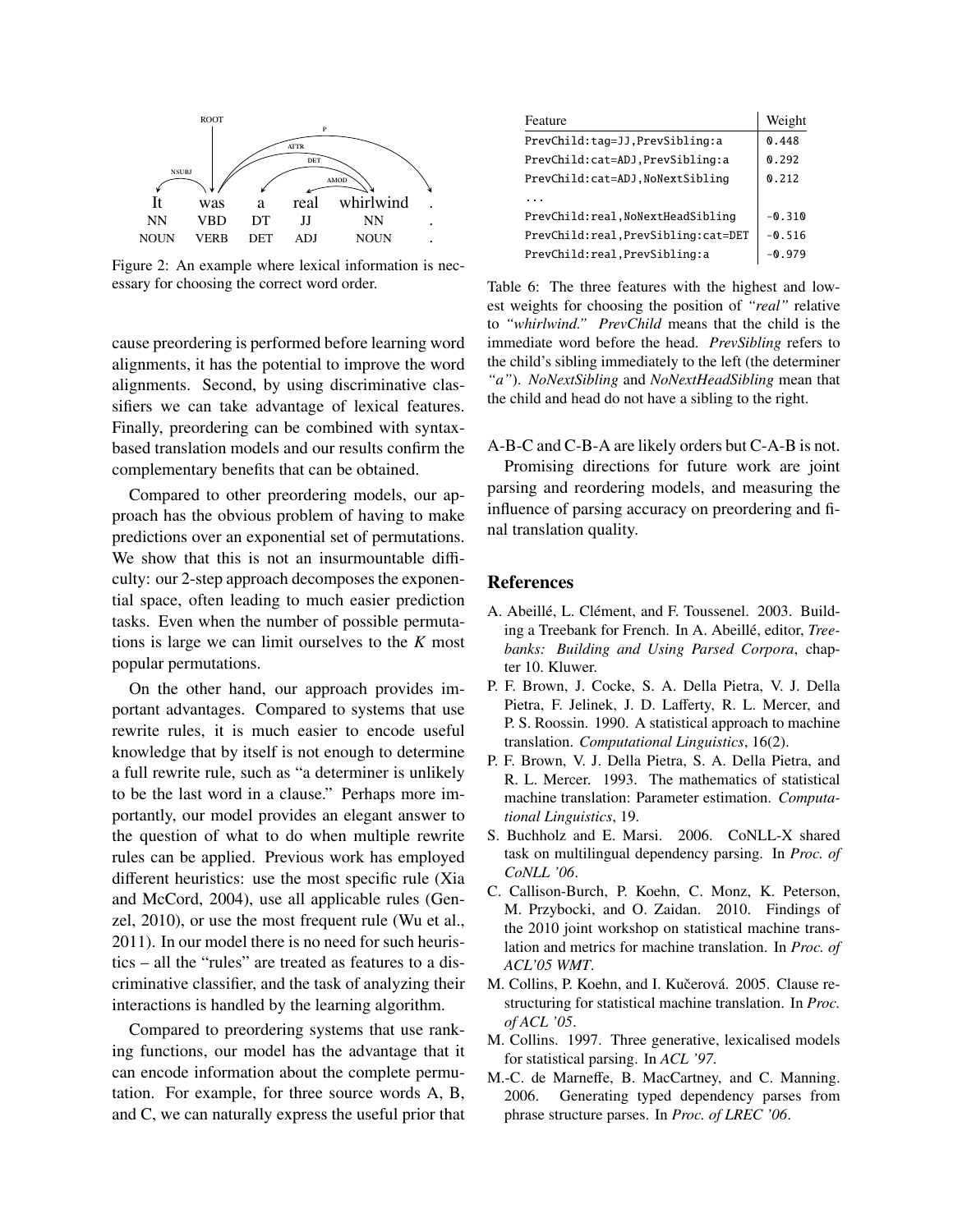It was a real whirlwind .
NN VBD DT JJ NN .
NOUN VERB DET ADJ NOUN .

Figure 2: An example where lexical information is necessary for choosing the correct word order.

cause preordering is performed before learning word alignments, it has the potential to improve the word alignments. Second, by using discriminative classifiers we can take advantage of lexical features. Finally, preordering can be combined with syntax-based translation models and our results confirm the complementary benefits that can be obtained.

Compared to other preordering models, our approach has the obvious problem of having to make predictions over an exponential set of permutations. We show that this is not an insurmountable difficulty: our 2-step approach decomposes the exponential space, often leading to much easier prediction tasks. Even when the number of possible permutations is large we can limit ourselves to the *K* most popular permutations.

On the other hand, our approach provides important advantages. Compared to systems that use rewrite rules, it is much easier to encode useful knowledge that by itself is not enough to determine a full rewrite rule, such as "a determiner is unlikely to be the last word in a clause." Perhaps more importantly, our model provides an elegant answer to the question of what to do when multiple rewrite rules can be applied. Previous work has employed different heuristics: use the most specific rule (Xia and McCord, 2004), use all applicable rules (Genzel, 2010), or use the most frequent rule (Wu et al., 2011). In our model there is no need for such heuristics – all the "rules" are treated as features to a discriminative classifier, and the task of analyzing their interactions is handled by the learning algorithm.

Compared to preordering systems that use ranking functions, our model has the advantage that it can encode information about the complete permutation. For example, for three source words A, B, and C, we can naturally express the useful prior that A-B-C and C-B-A are likely orders but C-A-B is not.

| Feature | Weight |
|---|---|
| `PrevChild:tag=JJ,PrevSibling:a` | 0.448 |
| `PrevChild:cat=ADJ,PrevSibling:a` | 0.292 |
| `PrevChild:cat=ADJ,NoNextSibling` | 0.212 |
| ... | |
| `PrevChild:real,NoNextHeadSibling` | −0.310 |
| `PrevChild:real,PrevSibling:cat=DET` | −0.516 |
| `PrevChild:real,PrevSibling:a` | −0.979 |

Table 6: The three features with the highest and lowest weights for choosing the position of *"real"* relative to *"whirlwind." PrevChild* means that the child is the immediate word before the head. *PrevSibling* refers to the child's sibling immediately to the left (the determiner *"a"*). *NoNextSibling* and *NoNextHeadSibling* mean that the child and head do not have a sibling to the right.

Promising directions for future work are joint parsing and reordering models, and measuring the influence of parsing accuracy on preordering and final translation quality.

## References

A. Abeillé, L. Clément, and F. Toussenel. 2003. Building a Treebank for French. In A. Abeillé, editor, *Treebanks: Building and Using Parsed Corpora*, chapter 10. Kluwer.

P. F. Brown, J. Cocke, S. A. Della Pietra, V. J. Della Pietra, F. Jelinek, J. D. Lafferty, R. L. Mercer, and P. S. Roossin. 1990. A statistical approach to machine translation. *Computational Linguistics*, 16(2).

P. F. Brown, V. J. Della Pietra, S. A. Della Pietra, and R. L. Mercer. 1993. The mathematics of statistical machine translation: Parameter estimation. *Computational Linguistics*, 19.

S. Buchholz and E. Marsi. 2006. CoNLL-X shared task on multilingual dependency parsing. In *Proc. of CoNLL '06*.

C. Callison-Burch, P. Koehn, C. Monz, K. Peterson, M. Przybocki, and O. Zaidan. 2010. Findings of the 2010 joint workshop on statistical machine translation and metrics for machine translation. In *Proc. of ACL'05 WMT*.

M. Collins, P. Koehn, and I. Kučerová. 2005. Clause restructuring for statistical machine translation. In *Proc. of ACL '05*.

M. Collins. 1997. Three generative, lexicalised models for statistical parsing. In *ACL '97*.

M.-C. de Marneffe, B. MacCartney, and C. Manning. 2006. Generating typed dependency parses from phrase structure parses. In *Proc. of LREC '06*.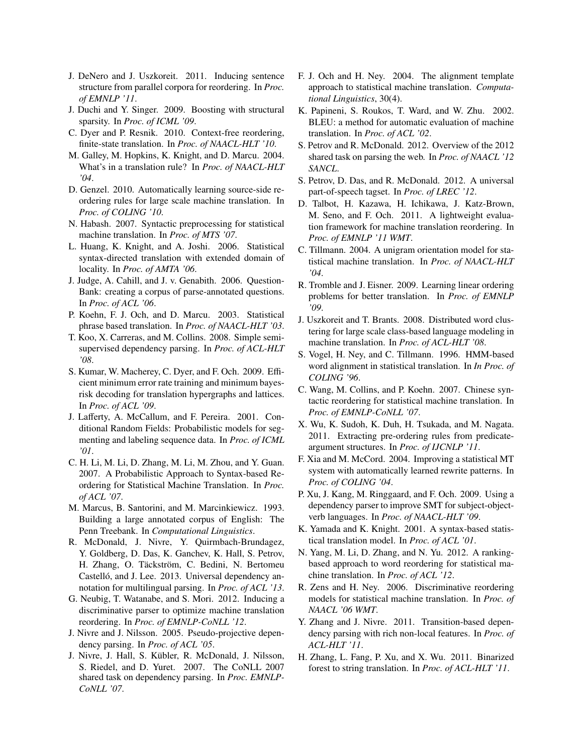J. DeNero and J. Uszkoreit. 2011. Inducing sentence structure from parallel corpora for reordering. In *Proc. of EMNLP '11*.

J. Duchi and Y. Singer. 2009. Boosting with structural sparsity. In *Proc. of ICML '09*.

C. Dyer and P. Resnik. 2010. Context-free reordering, finite-state translation. In *Proc. of NAACL-HLT '10*.

M. Galley, M. Hopkins, K. Knight, and D. Marcu. 2004. What's in a translation rule? In *Proc. of NAACL-HLT '04*.

D. Genzel. 2010. Automatically learning source-side reordering rules for large scale machine translation. In *Proc. of COLING '10*.

N. Habash. 2007. Syntactic preprocessing for statistical machine translation. In *Proc. of MTS '07*.

L. Huang, K. Knight, and A. Joshi. 2006. Statistical syntax-directed translation with extended domain of locality. In *Proc. of AMTA '06*.

J. Judge, A. Cahill, and J. v. Genabith. 2006. QuestionBank: creating a corpus of parse-annotated questions. In *Proc. of ACL '06*.

P. Koehn, F. J. Och, and D. Marcu. 2003. Statistical phrase based translation. In *Proc. of NAACL-HLT '03*.

T. Koo, X. Carreras, and M. Collins. 2008. Simple semi-supervised dependency parsing. In *Proc. of ACL-HLT '08*.

S. Kumar, W. Macherey, C. Dyer, and F. Och. 2009. Efficient minimum error rate training and minimum bayes-risk decoding for translation hypergraphs and lattices. In *Proc. of ACL '09*.

J. Lafferty, A. McCallum, and F. Pereira. 2001. Conditional Random Fields: Probabilistic models for segmenting and labeling sequence data. In *Proc. of ICML '01*.

C. H. Li, M. Li, D. Zhang, M. Li, M. Zhou, and Y. Guan. 2007. A Probabilistic Approach to Syntax-based Reordering for Statistical Machine Translation. In *Proc. of ACL '07*.

M. Marcus, B. Santorini, and M. Marcinkiewicz. 1993. Building a large annotated corpus of English: The Penn Treebank. In *Computational Linguistics*.

R. McDonald, J. Nivre, Y. Quirmbach-Brundagez, Y. Goldberg, D. Das, K. Ganchev, K. Hall, S. Petrov, H. Zhang, O. Täckström, C. Bedini, N. Bertomeu Castelló, and J. Lee. 2013. Universal dependency annotation for multilingual parsing. In *Proc. of ACL '13*.

G. Neubig, T. Watanabe, and S. Mori. 2012. Inducing a discriminative parser to optimize machine translation reordering. In *Proc. of EMNLP-CoNLL '12*.

J. Nivre and J. Nilsson. 2005. Pseudo-projective dependency parsing. In *Proc. of ACL '05*.

J. Nivre, J. Hall, S. Kübler, R. McDonald, J. Nilsson, S. Riedel, and D. Yuret. 2007. The CoNLL 2007 shared task on dependency parsing. In *Proc. EMNLP-CoNLL '07*.

F. J. Och and H. Ney. 2004. The alignment template approach to statistical machine translation. *Computational Linguistics*, 30(4).

K. Papineni, S. Roukos, T. Ward, and W. Zhu. 2002. BLEU: a method for automatic evaluation of machine translation. In *Proc. of ACL '02*.

S. Petrov and R. McDonald. 2012. Overview of the 2012 shared task on parsing the web. In *Proc. of NAACL '12 SANCL*.

S. Petrov, D. Das, and R. McDonald. 2012. A universal part-of-speech tagset. In *Proc. of LREC '12*.

D. Talbot, H. Kazawa, H. Ichikawa, J. Katz-Brown, M. Seno, and F. Och. 2011. A lightweight evaluation framework for machine translation reordering. In *Proc. of EMNLP '11 WMT*.

C. Tillmann. 2004. A unigram orientation model for statistical machine translation. In *Proc. of NAACL-HLT '04*.

R. Tromble and J. Eisner. 2009. Learning linear ordering problems for better translation. In *Proc. of EMNLP '09*.

J. Uszkoreit and T. Brants. 2008. Distributed word clustering for large scale class-based language modeling in machine translation. In *Proc. of ACL-HLT '08*.

S. Vogel, H. Ney, and C. Tillmann. 1996. HMM-based word alignment in statistical translation. In *In Proc. of COLING '96*.

C. Wang, M. Collins, and P. Koehn. 2007. Chinese syntactic reordering for statistical machine translation. In *Proc. of EMNLP-CoNLL '07*.

X. Wu, K. Sudoh, K. Duh, H. Tsukada, and M. Nagata. 2011. Extracting pre-ordering rules from predicate-argument structures. In *Proc. of IJCNLP '11*.

F. Xia and M. McCord. 2004. Improving a statistical MT system with automatically learned rewrite patterns. In *Proc. of COLING '04*.

P. Xu, J. Kang, M. Ringgaard, and F. Och. 2009. Using a dependency parser to improve SMT for subject-object-verb languages. In *Proc. of NAACL-HLT '09*.

K. Yamada and K. Knight. 2001. A syntax-based statistical translation model. In *Proc. of ACL '01*.

N. Yang, M. Li, D. Zhang, and N. Yu. 2012. A ranking-based approach to word reordering for statistical machine translation. In *Proc. of ACL '12*.

R. Zens and H. Ney. 2006. Discriminative reordering models for statistical machine translation. In *Proc. of NAACL '06 WMT*.

Y. Zhang and J. Nivre. 2011. Transition-based dependency parsing with rich non-local features. In *Proc. of ACL-HLT '11*.

H. Zhang, L. Fang, P. Xu, and X. Wu. 2011. Binarized forest to string translation. In *Proc. of ACL-HLT '11*.